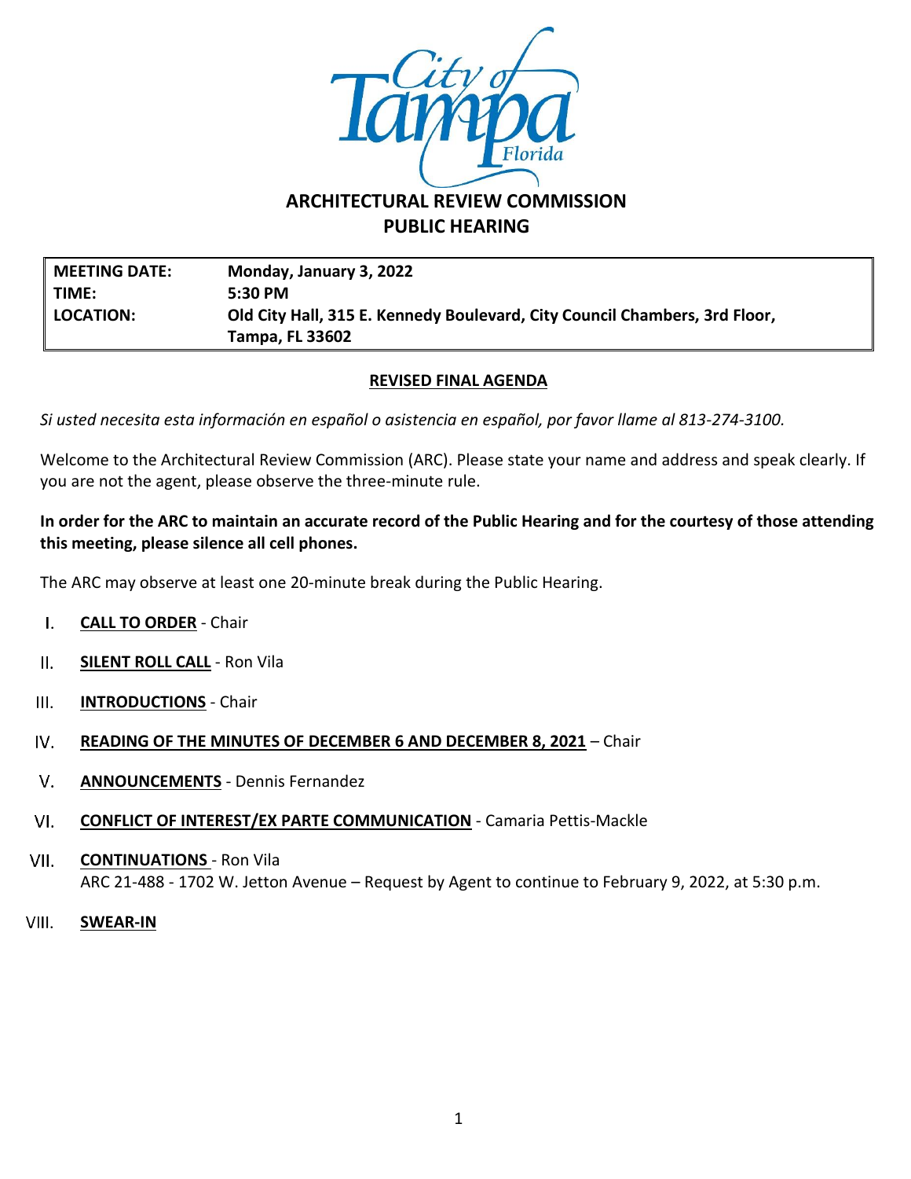# ARCHITECTURAL REVIEW COMMISSION
## PUBLIC HEARING

| **MEETING DATE:** | **Monday, January 3, 2022** |
|---|---|
| **TIME:** | **5:30 PM** |
| **LOCATION:** | **Old City Hall, 315 E. Kennedy Boulevard, City Council Chambers, 3rd Floor, Tampa, FL 33602** |

**REVISED FINAL AGENDA**

*Si usted necesita esta información en español o asistencia en español, por favor llame al 813-274-3100.*

Welcome to the Architectural Review Commission (ARC). Please state your name and address and speak clearly. If you are not the agent, please observe the three-minute rule.

**In order for the ARC to maintain an accurate record of the Public Hearing and for the courtesy of those attending this meeting, please silence all cell phones.**

The ARC may observe at least one 20-minute break during the Public Hearing.

I. **CALL TO ORDER** - Chair

II. **SILENT ROLL CALL** - Ron Vila

III. **INTRODUCTIONS** - Chair

IV. **READING OF THE MINUTES OF DECEMBER 6 AND DECEMBER 8, 2021** – Chair

V. **ANNOUNCEMENTS** - Dennis Fernandez

VI. **CONFLICT OF INTEREST/EX PARTE COMMUNICATION** - Camaria Pettis-Mackle

VII. **CONTINUATIONS** - Ron Vila
ARC 21-488 - 1702 W. Jetton Avenue – Request by Agent to continue to February 9, 2022, at 5:30 p.m.

VIII. **SWEAR-IN**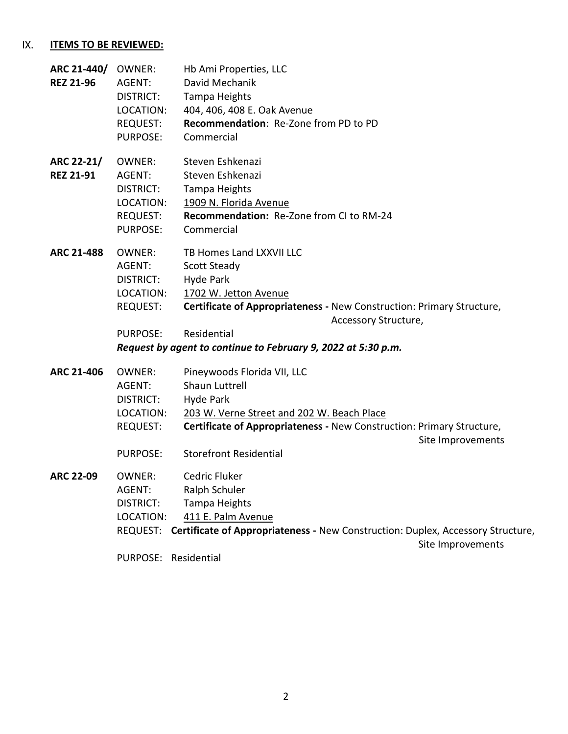## IX. ITEMS TO BE REVIEWED:

**ARC 21-440/ REZ 21-96**

OWNER: Hb Ami Properties, LLC
AGENT: David Mechanik
DISTRICT: Tampa Heights
LOCATION: 404, 406, 408 E. Oak Avenue
REQUEST: **Recommendation**: Re-Zone from PD to PD
PURPOSE: Commercial

**ARC 22-21/ REZ 21-91**

OWNER: Steven Eshkenazi
AGENT: Steven Eshkenazi
DISTRICT: Tampa Heights
LOCATION: 1909 N. Florida Avenue
REQUEST: **Recommendation:** Re-Zone from CI to RM-24
PURPOSE: Commercial

**ARC 21-488**

OWNER: TB Homes Land LXXVII LLC
AGENT: Scott Steady
DISTRICT: Hyde Park
LOCATION: 1702 W. Jetton Avenue
REQUEST: **Certificate of Appropriateness -** New Construction: Primary Structure, Accessory Structure,
PURPOSE: Residential

***Request by agent to continue to February 9, 2022 at 5:30 p.m.***

**ARC 21-406**

OWNER: Pineywoods Florida VII, LLC
AGENT: Shaun Luttrell
DISTRICT: Hyde Park
LOCATION: 203 W. Verne Street and 202 W. Beach Place
REQUEST: **Certificate of Appropriateness -** New Construction: Primary Structure, Site Improvements
PURPOSE: Storefront Residential

**ARC 22-09**

OWNER: Cedric Fluker
AGENT: Ralph Schuler
DISTRICT: Tampa Heights
LOCATION: 411 E. Palm Avenue
REQUEST: **Certificate of Appropriateness -** New Construction: Duplex, Accessory Structure, Site Improvements
PURPOSE: Residential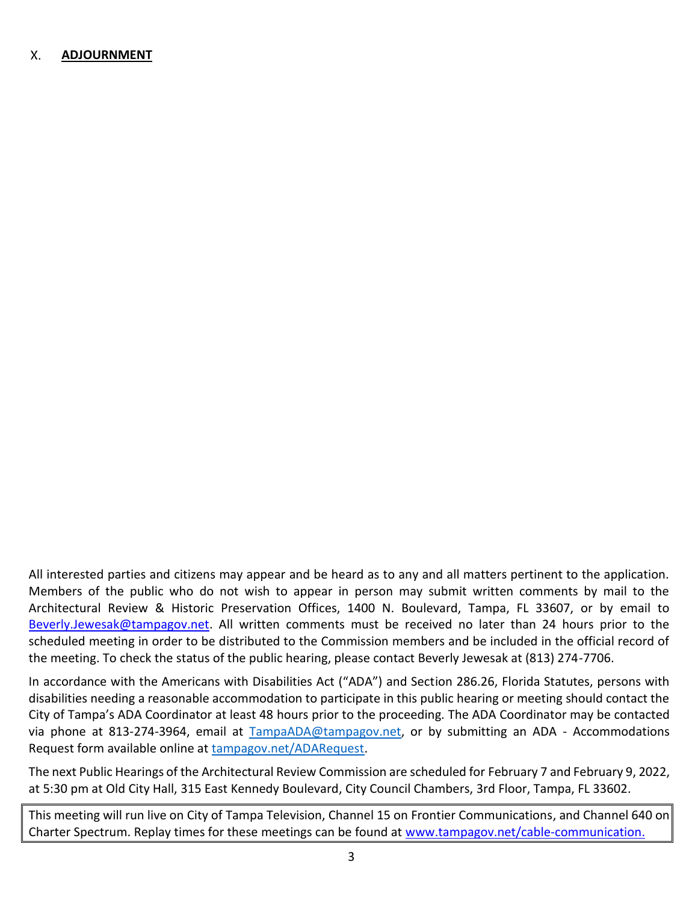## X. **ADJOURNMENT**

All interested parties and citizens may appear and be heard as to any and all matters pertinent to the application. Members of the public who do not wish to appear in person may submit written comments by mail to the Architectural Review & Historic Preservation Offices, 1400 N. Boulevard, Tampa, FL 33607, or by email to Beverly.Jewesak@tampagov.net. All written comments must be received no later than 24 hours prior to the scheduled meeting in order to be distributed to the Commission members and be included in the official record of the meeting. To check the status of the public hearing, please contact Beverly Jewesak at (813) 274-7706.

In accordance with the Americans with Disabilities Act ("ADA") and Section 286.26, Florida Statutes, persons with disabilities needing a reasonable accommodation to participate in this public hearing or meeting should contact the City of Tampa's ADA Coordinator at least 48 hours prior to the proceeding. The ADA Coordinator may be contacted via phone at 813-274-3964, email at TampaADA@tampagov.net, or by submitting an ADA - Accommodations Request form available online at tampagov.net/ADARequest.

The next Public Hearings of the Architectural Review Commission are scheduled for February 7 and February 9, 2022, at 5:30 pm at Old City Hall, 315 East Kennedy Boulevard, City Council Chambers, 3rd Floor, Tampa, FL 33602.

This meeting will run live on City of Tampa Television, Channel 15 on Frontier Communications, and Channel 640 on Charter Spectrum. Replay times for these meetings can be found at www.tampagov.net/cable-communication.